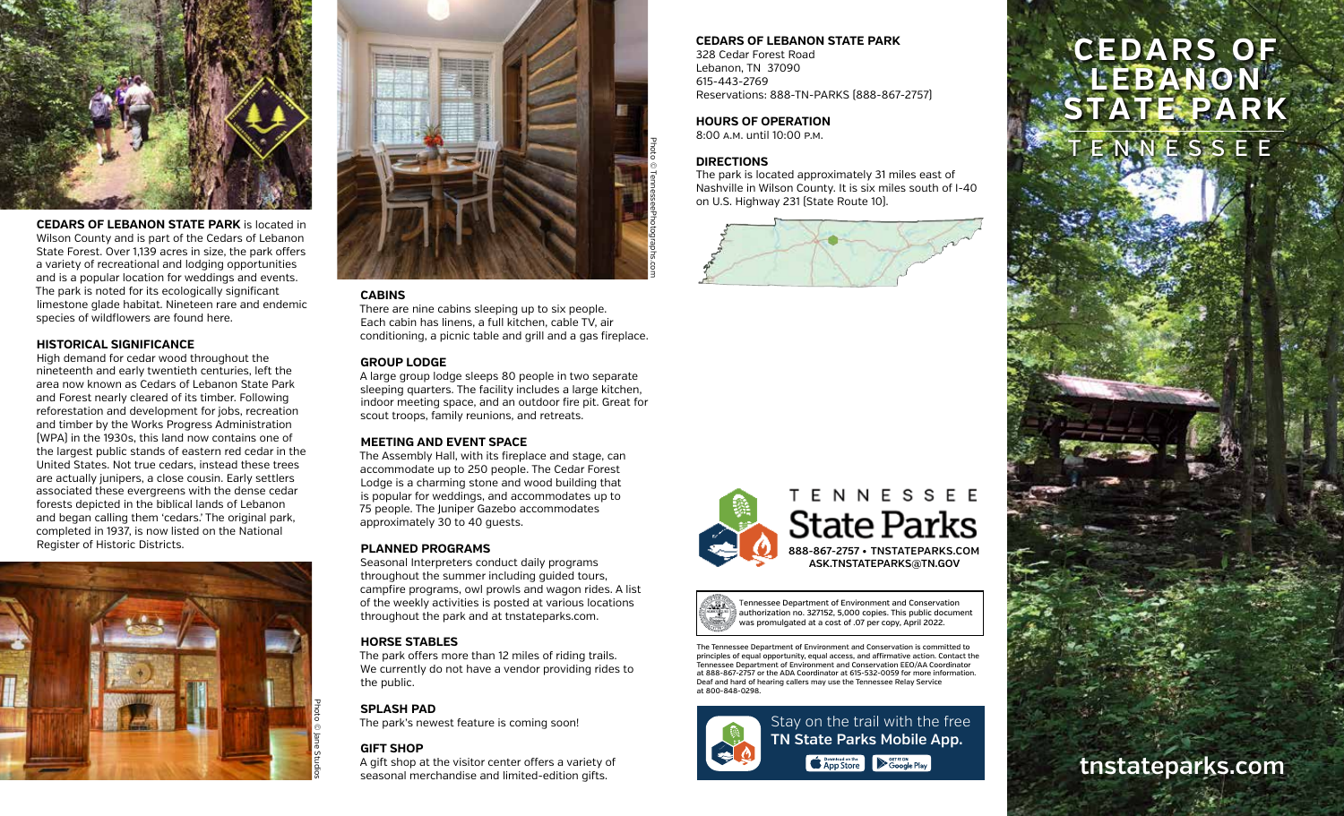**CEDARS OF LEBANON STATE PARK** is located in Wilson County and is part of the Cedars of Lebanon State Forest. Over 1,139 acres in size, the park offers a variety of recreational and lodging opportunities and is a popular location for weddings and events. The park is noted for its ecologically significant limestone glade habitat. Nineteen rare and endemic species of wildflowers are found here.

### HISTORICAL SIGNIFICANCE

High demand for cedar wood throughout the nineteenth and early twentieth centuries, left the area now known as Cedars of Lebanon State Park and Forest nearly cleared of its timber. Following reforestation and development for jobs, recreation and timber by the Works Progress Administration (WPA) in the 1930s, this land now contains one of the largest public stands of eastern red cedar in the United States. Not true cedars, instead these trees are actually junipers, a close cousin. Early settlers associated these evergreens with the dense cedar forests depicted in the biblical lands of Lebanon and began calling them 'cedars.' The original park, completed in 1937, is now listed on the National Register of Historic Districts.

Photo © Jane Studios

Photo © TennesseePhotographs.com

### CABINS

There are nine cabins sleeping up to six people. Each cabin has linens, a full kitchen, cable TV, air conditioning, a picnic table and grill and a gas fireplace.

### GROUP LODGE

A large group lodge sleeps 80 people in two separate sleeping quarters. The facility includes a large kitchen, indoor meeting space, and an outdoor fire pit. Great for scout troops, family reunions, and retreats.

### MEETING AND EVENT SPACE

The Assembly Hall, with its fireplace and stage, can accommodate up to 250 people. The Cedar Forest Lodge is a charming stone and wood building that is popular for weddings, and accommodates up to 75 people. The Juniper Gazebo accommodates approximately 30 to 40 guests.

### PLANNED PROGRAMS

Seasonal Interpreters conduct daily programs throughout the summer including guided tours, campfire programs, owl prowls and wagon rides. A list of the weekly activities is posted at various locations throughout the park and at tnstateparks.com.

### HORSE STABLES

The park offers more than 12 miles of riding trails. We currently do not have a vendor providing rides to the public.

### SPLASH PAD

The park's newest feature is coming soon!

### GIFT SHOP

A gift shop at the visitor center offers a variety of seasonal merchandise and limited-edition gifts.

### CEDARS OF LEBANON STATE PARK

328 Cedar Forest Road
Lebanon, TN 37090
615-443-2769
Reservations: 888-TN-PARKS (888-867-2757)

### HOURS OF OPERATION

8:00 A.M. until 10:00 P.M.

### DIRECTIONS

The park is located approximately 31 miles east of Nashville in Wilson County. It is six miles south of I-40 on U.S. Highway 231 (State Route 10).

TENNESSEE State Parks
888-867-2757 • TNSTATEPARKS.COM
ASK.TNSTATEPARKS@TN.GOV

Tennessee Department of Environment and Conservation authorization no. 327152, 5,000 copies. This public document was promulgated at a cost of .07 per copy, April 2022.

The Tennessee Department of Environment and Conservation is committed to principles of equal opportunity, equal access, and affirmative action. Contact the Tennessee Department of Environment and Conservation EEO/AA Coordinator at 888-867-2757 or the ADA Coordinator at 615-532-0059 for more information. Deaf and hard of hearing callers may use the Tennessee Relay Service at 800-848-0298.

Stay on the trail with the free **TN State Parks Mobile App.**

Download on the App Store | GET IT ON Google Play

# CEDARS OF LEBANON STATE PARK

## TENNESSEE

**tnstateparks.com**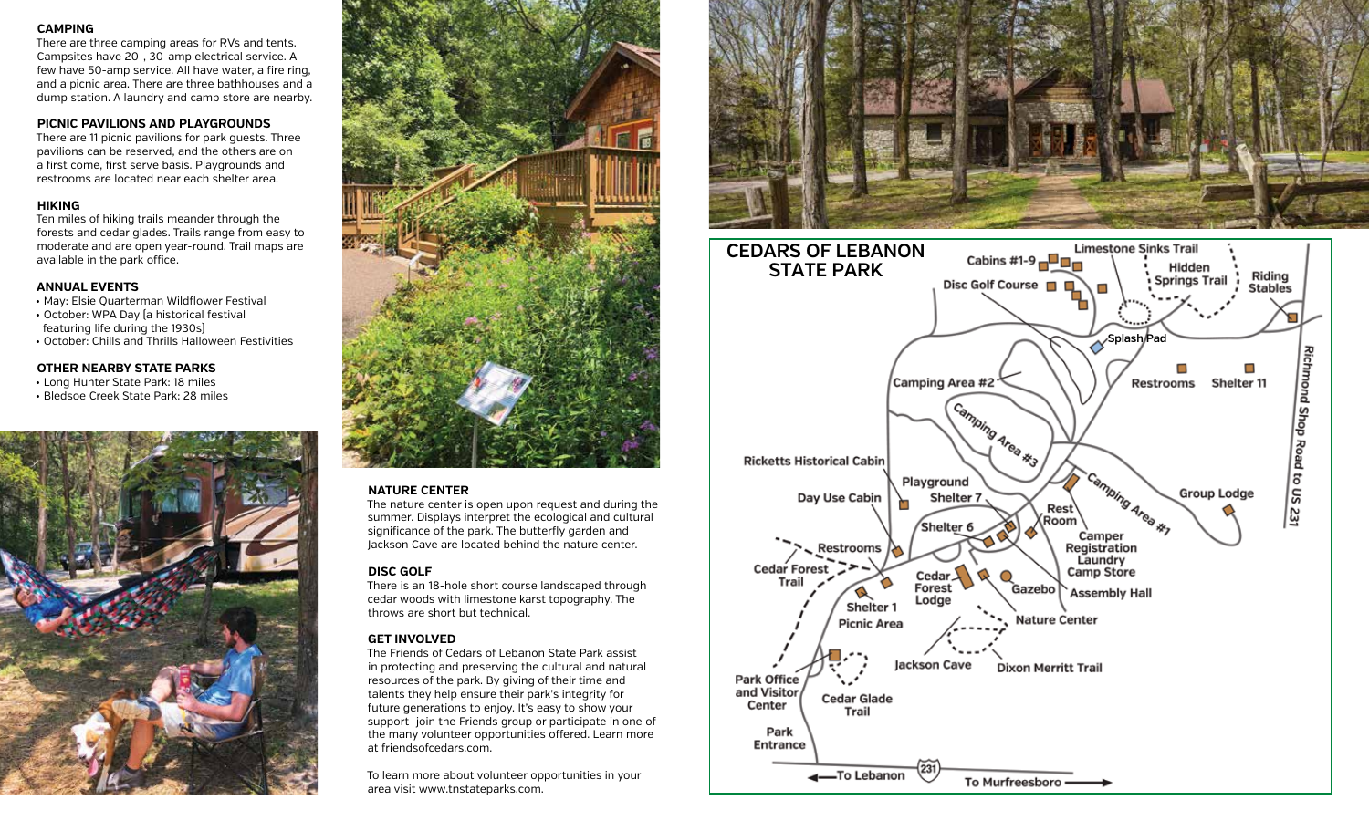## CAMPING

There are three camping areas for RVs and tents. Campsites have 20-, 30-amp electrical service. A few have 50-amp service. All have water, a fire ring, and a picnic area. There are three bathhouses and a dump station. A laundry and camp store are nearby.

## PICNIC PAVILIONS AND PLAYGROUNDS

There are 11 picnic pavilions for park guests. Three pavilions can be reserved, and the others are on a first come, first serve basis. Playgrounds and restrooms are located near each shelter area.

## HIKING

Ten miles of hiking trails meander through the forests and cedar glades. Trails range from easy to moderate and are open year-round. Trail maps are available in the park office.

## ANNUAL EVENTS

- May: Elsie Quarterman Wildflower Festival
- October: WPA Day (a historical festival featuring life during the 1930s)
- October: Chills and Thrills Halloween Festivities

## OTHER NEARBY STATE PARKS

- Long Hunter State Park: 18 miles
- Bledsoe Creek State Park: 28 miles

## NATURE CENTER

The nature center is open upon request and during the summer. Displays interpret the ecological and cultural significance of the park. The butterfly garden and Jackson Cave are located behind the nature center.

## DISC GOLF

There is an 18-hole short course landscaped through cedar woods with limestone karst topography. The throws are short but technical.

## GET INVOLVED

The Friends of Cedars of Lebanon State Park assist in protecting and preserving the cultural and natural resources of the park. By giving of their time and talents they help ensure their park's integrity for future generations to enjoy. It's easy to show your support—join the Friends group or participate in one of the many volunteer opportunities offered. Learn more at friendsofcedars.com.

To learn more about volunteer opportunities in your area visit www.tnstateparks.com.

## CEDARS OF LEBANON STATE PARK

Cabins #1-9
Disc Golf Course
Limestone Sinks Trail
Hidden Springs Trail
Riding Stables
Splash Pad
Restrooms
Shelter 11
Camping Area #2
Camping Area #3
Camping Area #1
Richmond Shop Road to US 231
Ricketts Historical Cabin
Playground
Day Use Cabin
Shelter 7
Shelter 6
Rest Room
Group Lodge
Camper Registration
Laundry
Camp Store
Restrooms
Cedar Forest Trail
Cedar Forest Lodge
Gazebo
Assembly Hall
Shelter 1
Picnic Area
Nature Center
Jackson Cave
Dixon Merritt Trail
Park Office and Visitor Center
Cedar Glade Trail
Park Entrance
To Lebanon
231
To Murfreesboro